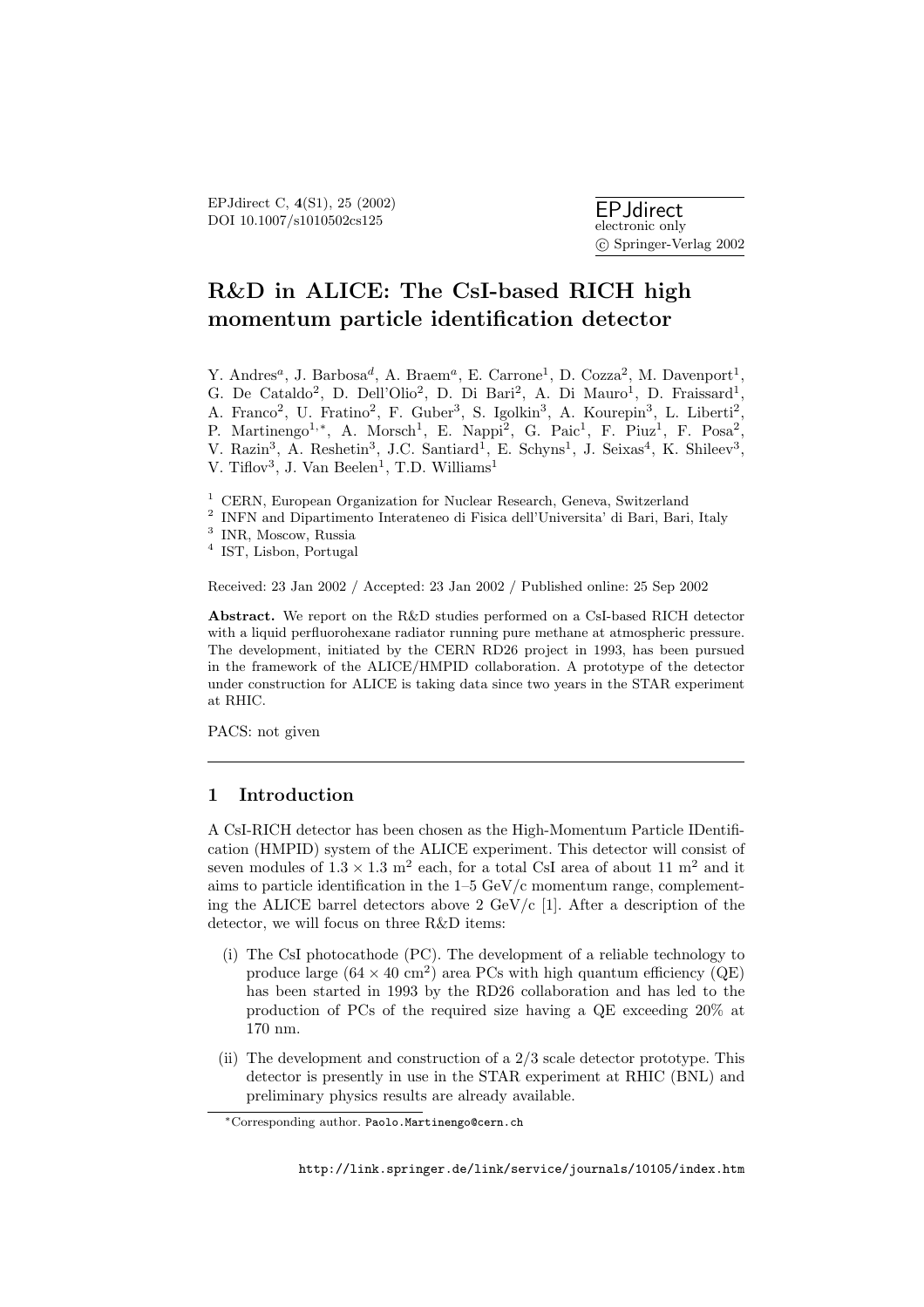EPJdirect C, **4**(S1), 25 (2002)
DOI 10.1007/s1010502cs125

EPJdirect
electronic only
© Springer-Verlag 2002

# R&D in ALICE: The CsI-based RICH high momentum particle identification detector

Y. Andres[a], J. Barbosa[d], A. Braem[a], E. Carrone[1], D. Cozza[2], M. Davenport[1], G. De Cataldo[2], D. Dell'Olio[2], D. Di Bari[2], A. Di Mauro[1], D. Fraissard[1], A. Franco[2], U. Fratino[2], F. Guber[3], S. Igolkin[3], A. Kourepin[3], L. Liberti[2], P. Martinengo[1,*], A. Morsch[1], E. Nappi[2], G. Paic[1], F. Piuz[1], F. Posa[2], V. Razin[3], A. Reshetin[3], J.C. Santiard[1], E. Schyns[1], J. Seixas[4], K. Shileev[3], V. Tiflov[3], J. Van Beelen[1], T.D. Williams[1]

[1] CERN, European Organization for Nuclear Research, Geneva, Switzerland
[2] INFN and Dipartimento Interateneo di Fisica dell'Universita' di Bari, Bari, Italy
[3] INR, Moscow, Russia
[4] IST, Lisbon, Portugal

Received: 23 Jan 2002 / Accepted: 23 Jan 2002 / Published online: 25 Sep 2002

**Abstract.** We report on the R&D studies performed on a CsI-based RICH detector with a liquid perfluorohexane radiator running pure methane at atmospheric pressure. The development, initiated by the CERN RD26 project in 1993, has been pursued in the framework of the ALICE/HMPID collaboration. A prototype of the detector under construction for ALICE is taking data since two years in the STAR experiment at RHIC.

PACS: not given

## 1 Introduction

A CsI-RICH detector has been chosen as the High-Momentum Particle IDentification (HMPID) system of the ALICE experiment. This detector will consist of seven modules of $1.3 \times 1.3$ m$^2$ each, for a total CsI area of about 11 m$^2$ and it aims to particle identification in the 1–5 GeV/c momentum range, complementing the ALICE barrel detectors above 2 GeV/c [1]. After a description of the detector, we will focus on three R&D items:

(i) The CsI photocathode (PC). The development of a reliable technology to produce large ($64 \times 40$ cm$^2$) area PCs with high quantum efficiency (QE) has been started in 1993 by the RD26 collaboration and has led to the production of PCs of the required size having a QE exceeding 20% at 170 nm.

(ii) The development and construction of a 2/3 scale detector prototype. This detector is presently in use in the STAR experiment at RHIC (BNL) and preliminary physics results are already available.

*Corresponding author. Paolo.Martinengo@cern.ch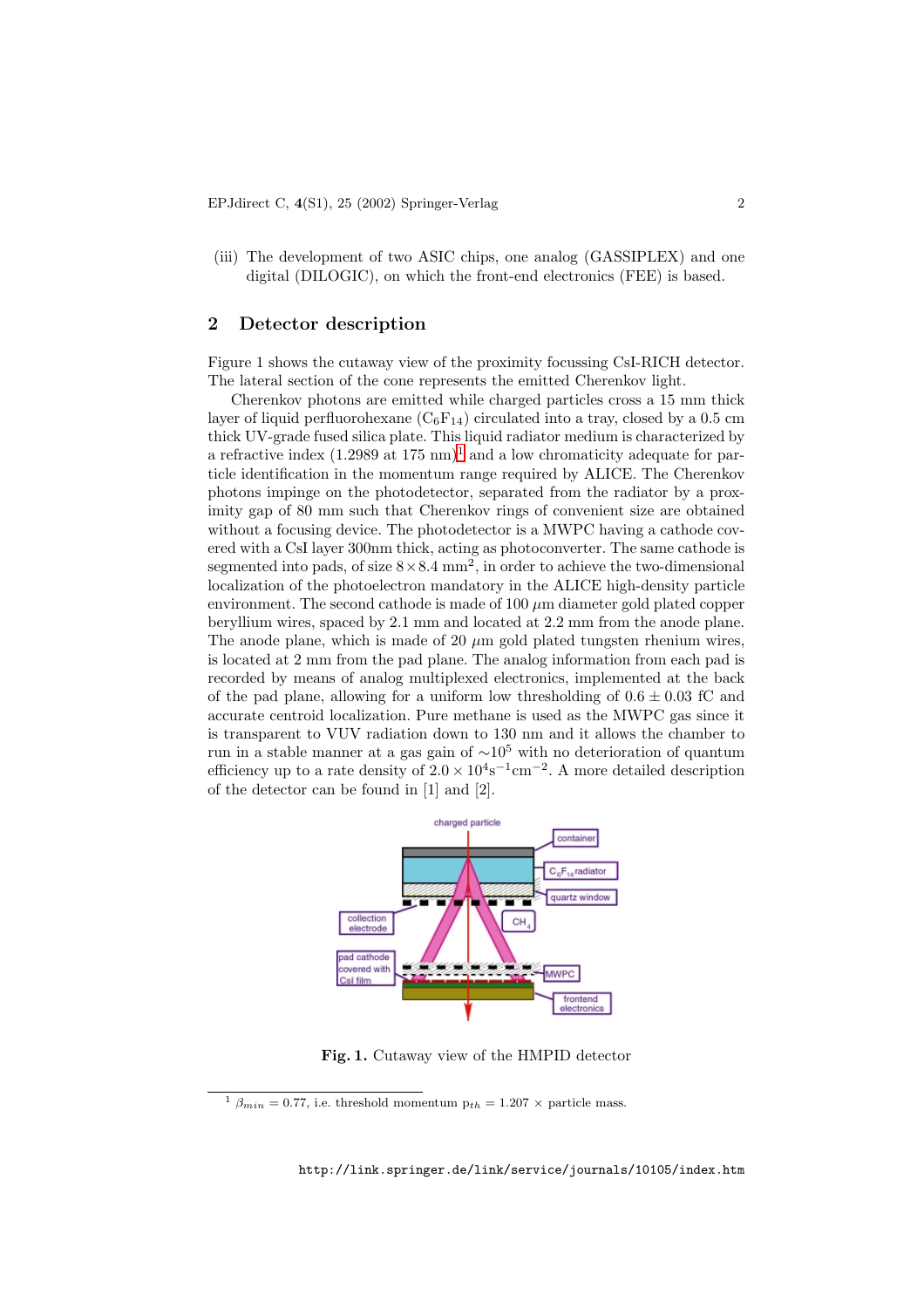(iii) The development of two ASIC chips, one analog (GASSIPLEX) and one digital (DILOGIC), on which the front-end electronics (FEE) is based.

## 2 Detector description

Figure 1 shows the cutaway view of the proximity focussing CsI-RICH detector. The lateral section of the cone represents the emitted Cherenkov light.

Cherenkov photons are emitted while charged particles cross a 15 mm thick layer of liquid perfluorohexane ($C_6F_{14}$) circulated into a tray, closed by a 0.5 cm thick UV-grade fused silica plate. This liquid radiator medium is characterized by a refractive index (1.2989 at 175 nm)[1] and a low chromaticity adequate for particle identification in the momentum range required by ALICE. The Cherenkov photons impinge on the photodetector, separated from the radiator by a proximity gap of 80 mm such that Cherenkov rings of convenient size are obtained without a focusing device. The photodetector is a MWPC having a cathode covered with a CsI layer 300nm thick, acting as photoconverter. The same cathode is segmented into pads, of size $8 \times 8.4$ mm$^2$, in order to achieve the two-dimensional localization of the photoelectron mandatory in the ALICE high-density particle environment. The second cathode is made of 100 $\mu$m diameter gold plated copper beryllium wires, spaced by 2.1 mm and located at 2.2 mm from the anode plane. The anode plane, which is made of 20 $\mu$m gold plated tungsten rhenium wires, is located at 2 mm from the pad plane. The analog information from each pad is recorded by means of analog multiplexed electronics, implemented at the back of the pad plane, allowing for a uniform low thresholding of $0.6 \pm 0.03$ fC and accurate centroid localization. Pure methane is used as the MWPC gas since it is transparent to VUV radiation down to 130 nm and it allows the chamber to run in a stable manner at a gas gain of $\sim 10^5$ with no deterioration of quantum efficiency up to a rate density of $2.0 \times 10^4 \mathrm{s}^{-1}\mathrm{cm}^{-2}$. A more detailed description of the detector can be found in [1] and [2].

**Fig. 1.** Cutaway view of the HMPID detector

[1] $\beta_{min} = 0.77$, i.e. threshold momentum $p_{th} = 1.207 \times$ particle mass.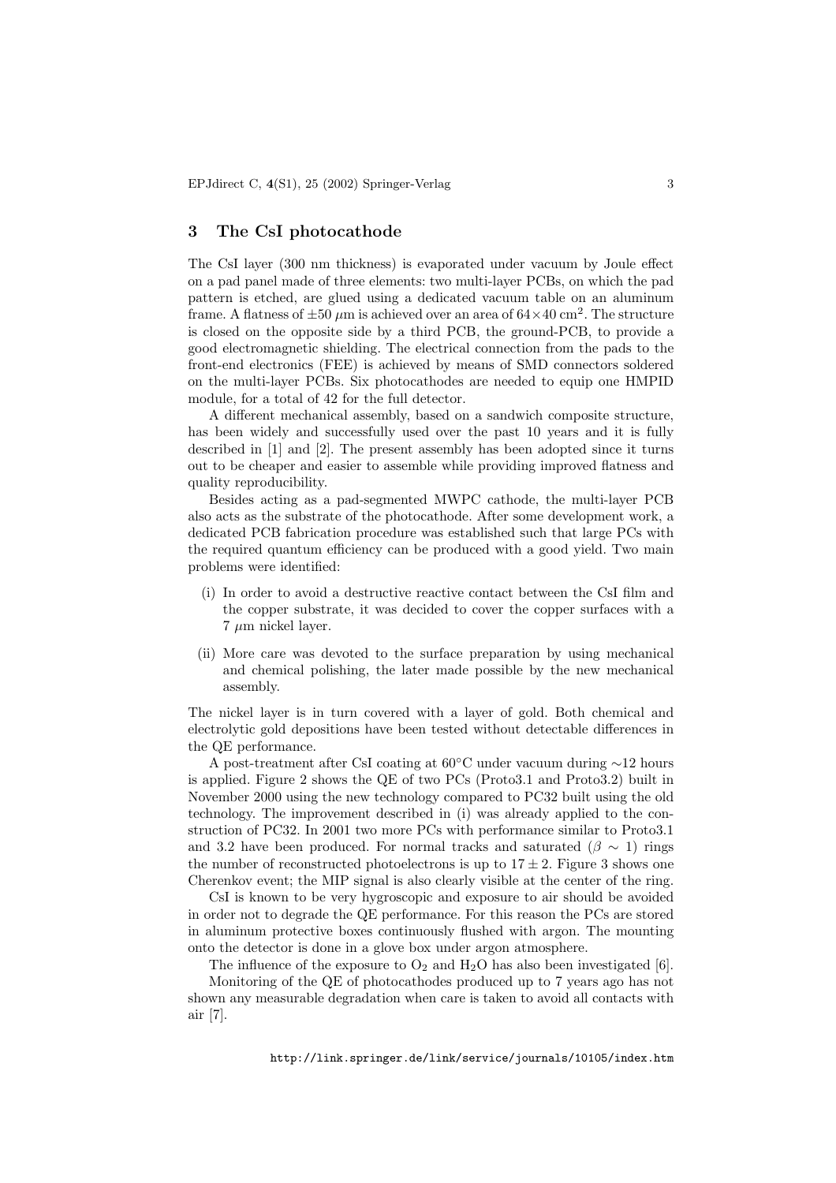## 3 The CsI photocathode

The CsI layer (300 nm thickness) is evaporated under vacuum by Joule effect on a pad panel made of three elements: two multi-layer PCBs, on which the pad pattern is etched, are glued using a dedicated vacuum table on an aluminum frame. A flatness of $\pm 50\ \mu$m is achieved over an area of $64 \times 40\ \mathrm{cm}^2$. The structure is closed on the opposite side by a third PCB, the ground-PCB, to provide a good electromagnetic shielding. The electrical connection from the pads to the front-end electronics (FEE) is achieved by means of SMD connectors soldered on the multi-layer PCBs. Six photocathodes are needed to equip one HMPID module, for a total of 42 for the full detector.

A different mechanical assembly, based on a sandwich composite structure, has been widely and successfully used over the past 10 years and it is fully described in [1] and [2]. The present assembly has been adopted since it turns out to be cheaper and easier to assemble while providing improved flatness and quality reproducibility.

Besides acting as a pad-segmented MWPC cathode, the multi-layer PCB also acts as the substrate of the photocathode. After some development work, a dedicated PCB fabrication procedure was established such that large PCs with the required quantum efficiency can be produced with a good yield. Two main problems were identified:

(i) In order to avoid a destructive reactive contact between the CsI film and the copper substrate, it was decided to cover the copper surfaces with a $7\ \mu$m nickel layer.

(ii) More care was devoted to the surface preparation by using mechanical and chemical polishing, the later made possible by the new mechanical assembly.

The nickel layer is in turn covered with a layer of gold. Both chemical and electrolytic gold depositions have been tested without detectable differences in the QE performance.

A post-treatment after CsI coating at 60°C under vacuum during ∼12 hours is applied. Figure 2 shows the QE of two PCs (Proto3.1 and Proto3.2) built in November 2000 using the new technology compared to PC32 built using the old technology. The improvement described in (i) was already applied to the construction of PC32. In 2001 two more PCs with performance similar to Proto3.1 and 3.2 have been produced. For normal tracks and saturated ($\beta \sim 1$) rings the number of reconstructed photoelectrons is up to $17 \pm 2$. Figure 3 shows one Cherenkov event; the MIP signal is also clearly visible at the center of the ring.

CsI is known to be very hygroscopic and exposure to air should be avoided in order not to degrade the QE performance. For this reason the PCs are stored in aluminum protective boxes continuously flushed with argon. The mounting onto the detector is done in a glove box under argon atmosphere.

The influence of the exposure to $O_2$ and $H_2O$ has also been investigated [6].

Monitoring of the QE of photocathodes produced up to 7 years ago has not shown any measurable degradation when care is taken to avoid all contacts with air [7].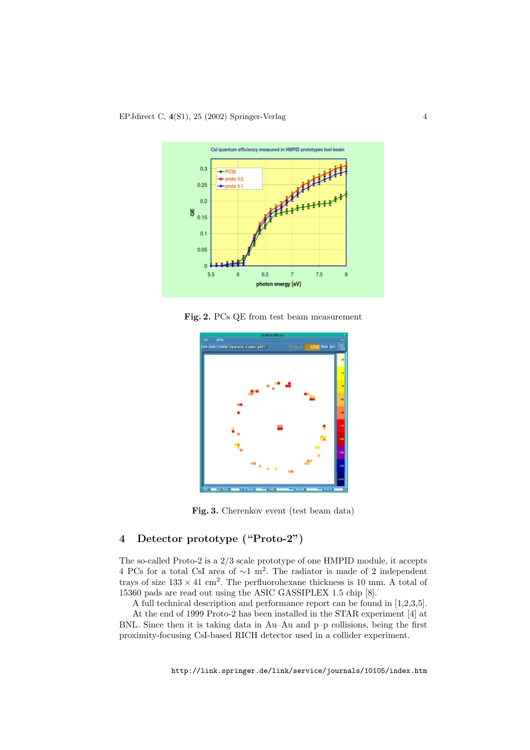**Fig. 2.** PCs QE from test beam measurement

**Fig. 3.** Cherenkov event (test beam data)

## 4 Detector prototype ("Proto-2")

The so-called Proto-2 is a 2/3 scale prototype of one HMPID module, it accepts 4 PCs for a total CsI area of ∼1 $m^2$. The radiator is made of 2 independent trays of size $133 \times 41$ $cm^2$. The perfluorohexane thickness is 10 mm. A total of 15360 pads are read out using the ASIC GASSIPLEX 1.5 chip [8].

A full technical description and performance report can be found in [1,2,3,5].

At the end of 1999 Proto-2 has been installed in the STAR experiment [4] at BNL. Since then it is taking data in Au–Au and p–p collisions, being the first proximity-focusing CsI-based RICH detector used in a collider experiment.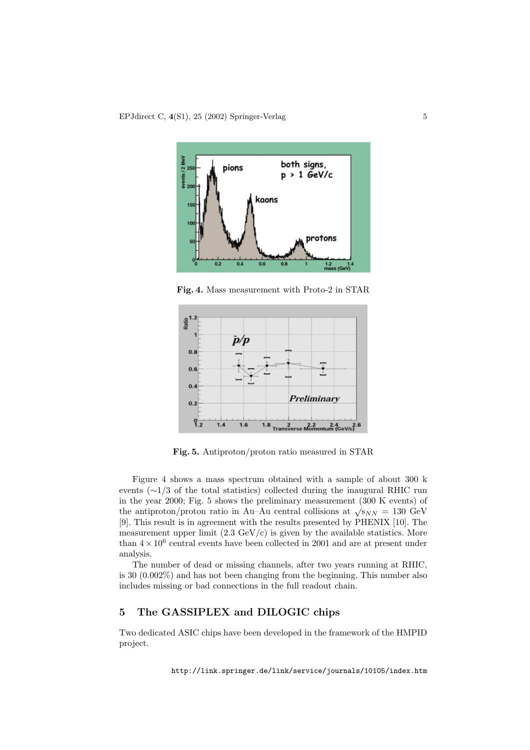**Fig. 4.** Mass measurement with Proto-2 in STAR

**Fig. 5.** Antiproton/proton ratio measured in STAR

Figure 4 shows a mass spectrum obtained with a sample of about 300 k events ($\sim$1/3 of the total statistics) collected during the inaugural RHIC run in the year 2000; Fig. 5 shows the preliminary measurement (300 K events) of the antiproton/proton ratio in Au–Au central collisions at $\sqrt{s_{NN}} = 130$ GeV [9]. This result is in agreement with the results presented by PHENIX [10]. The measurement upper limit (2.3 GeV/c) is given by the available statistics. More than $4 \times 10^6$ central events have been collected in 2001 and are at present under analysis.

The number of dead or missing channels, after two years running at RHIC, is 30 (0.002%) and has not been changing from the beginning. This number also includes missing or bad connections in the full readout chain.

## 5 The GASSIPLEX and DILOGIC chips

Two dedicated ASIC chips have been developed in the framework of the HMPID project.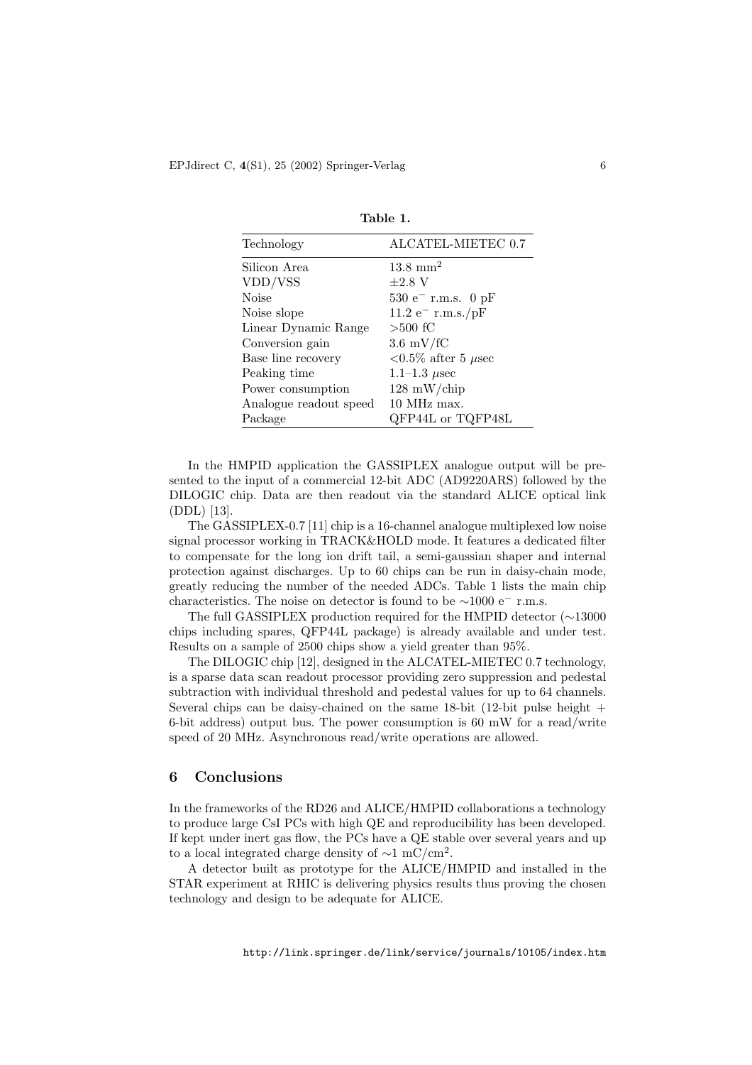**Table 1.**

| Technology | ALCATEL-MIETEC 0.7 |
|---|---|
| Silicon Area | 13.8 $mm^2$ |
| VDD/VSS | ±2.8 V |
| Noise | 530 $e^-$ r.m.s. 0 pF |
| Noise slope | 11.2 $e^-$ r.m.s./pF |
| Linear Dynamic Range | >500 fC |
| Conversion gain | 3.6 mV/fC |
| Base line recovery | <0.5% after 5 $\mu$sec |
| Peaking time | 1.1–1.3 $\mu$sec |
| Power consumption | 128 mW/chip |
| Analogue readout speed | 10 MHz max. |
| Package | QFP44L or TQFP48L |

In the HMPID application the GASSIPLEX analogue output will be presented to the input of a commercial 12-bit ADC (AD9220ARS) followed by the DILOGIC chip. Data are then readout via the standard ALICE optical link (DDL) [13].

The GASSIPLEX-0.7 [11] chip is a 16-channel analogue multiplexed low noise signal processor working in TRACK&HOLD mode. It features a dedicated filter to compensate for the long ion drift tail, a semi-gaussian shaper and internal protection against discharges. Up to 60 chips can be run in daisy-chain mode, greatly reducing the number of the needed ADCs. Table 1 lists the main chip characteristics. The noise on detector is found to be ∼1000 $e^-$ r.m.s.

The full GASSIPLEX production required for the HMPID detector (∼13000 chips including spares, QFP44L package) is already available and under test. Results on a sample of 2500 chips show a yield greater than 95%.

The DILOGIC chip [12], designed in the ALCATEL-MIETEC 0.7 technology, is a sparse data scan readout processor providing zero suppression and pedestal subtraction with individual threshold and pedestal values for up to 64 channels. Several chips can be daisy-chained on the same 18-bit (12-bit pulse height + 6-bit address) output bus. The power consumption is 60 mW for a read/write speed of 20 MHz. Asynchronous read/write operations are allowed.

## 6 Conclusions

In the frameworks of the RD26 and ALICE/HMPID collaborations a technology to produce large CsI PCs with high QE and reproducibility has been developed. If kept under inert gas flow, the PCs have a QE stable over several years and up to a local integrated charge density of ∼1 $mC/cm^2$.

A detector built as prototype for the ALICE/HMPID and installed in the STAR experiment at RHIC is delivering physics results thus proving the chosen technology and design to be adequate for ALICE.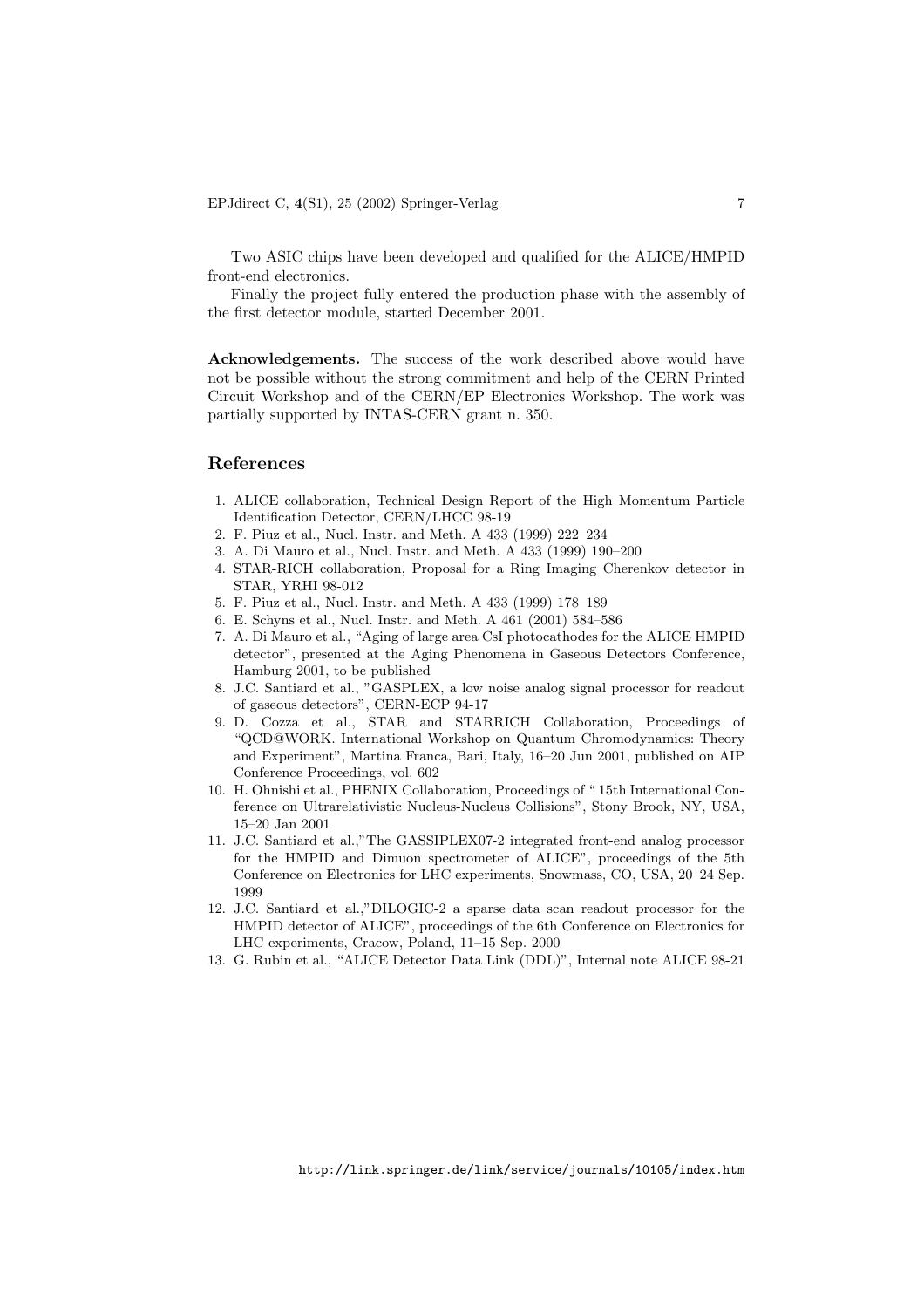Two ASIC chips have been developed and qualified for the ALICE/HMPID front-end electronics.

Finally the project fully entered the production phase with the assembly of the first detector module, started December 2001.

**Acknowledgements.** The success of the work described above would have not be possible without the strong commitment and help of the CERN Printed Circuit Workshop and of the CERN/EP Electronics Workshop. The work was partially supported by INTAS-CERN grant n. 350.

## References

1. ALICE collaboration, Technical Design Report of the High Momentum Particle Identification Detector, CERN/LHCC 98-19
2. F. Piuz et al., Nucl. Instr. and Meth. A 433 (1999) 222–234
3. A. Di Mauro et al., Nucl. Instr. and Meth. A 433 (1999) 190–200
4. STAR-RICH collaboration, Proposal for a Ring Imaging Cherenkov detector in STAR, YRHI 98-012
5. F. Piuz et al., Nucl. Instr. and Meth. A 433 (1999) 178–189
6. E. Schyns et al., Nucl. Instr. and Meth. A 461 (2001) 584–586
7. A. Di Mauro et al., "Aging of large area CsI photocathodes for the ALICE HMPID detector", presented at the Aging Phenomena in Gaseous Detectors Conference, Hamburg 2001, to be published
8. J.C. Santiard et al., "GASPLEX, a low noise analog signal processor for readout of gaseous detectors", CERN-ECP 94-17
9. D. Cozza et al., STAR and STARRICH Collaboration, Proceedings of "QCD@WORK. International Workshop on Quantum Chromodynamics: Theory and Experiment", Martina Franca, Bari, Italy, 16–20 Jun 2001, published on AIP Conference Proceedings, vol. 602
10. H. Ohnishi et al., PHENIX Collaboration, Proceedings of " 15th International Conference on Ultrarelativistic Nucleus-Nucleus Collisions", Stony Brook, NY, USA, 15–20 Jan 2001
11. J.C. Santiard et al.,"The GASSIPLEX07-2 integrated front-end analog processor for the HMPID and Dimuon spectrometer of ALICE", proceedings of the 5th Conference on Electronics for LHC experiments, Snowmass, CO, USA, 20–24 Sep. 1999
12. J.C. Santiard et al.,"DILOGIC-2 a sparse data scan readout processor for the HMPID detector of ALICE", proceedings of the 6th Conference on Electronics for LHC experiments, Cracow, Poland, 11–15 Sep. 2000
13. G. Rubin et al., "ALICE Detector Data Link (DDL)", Internal note ALICE 98-21